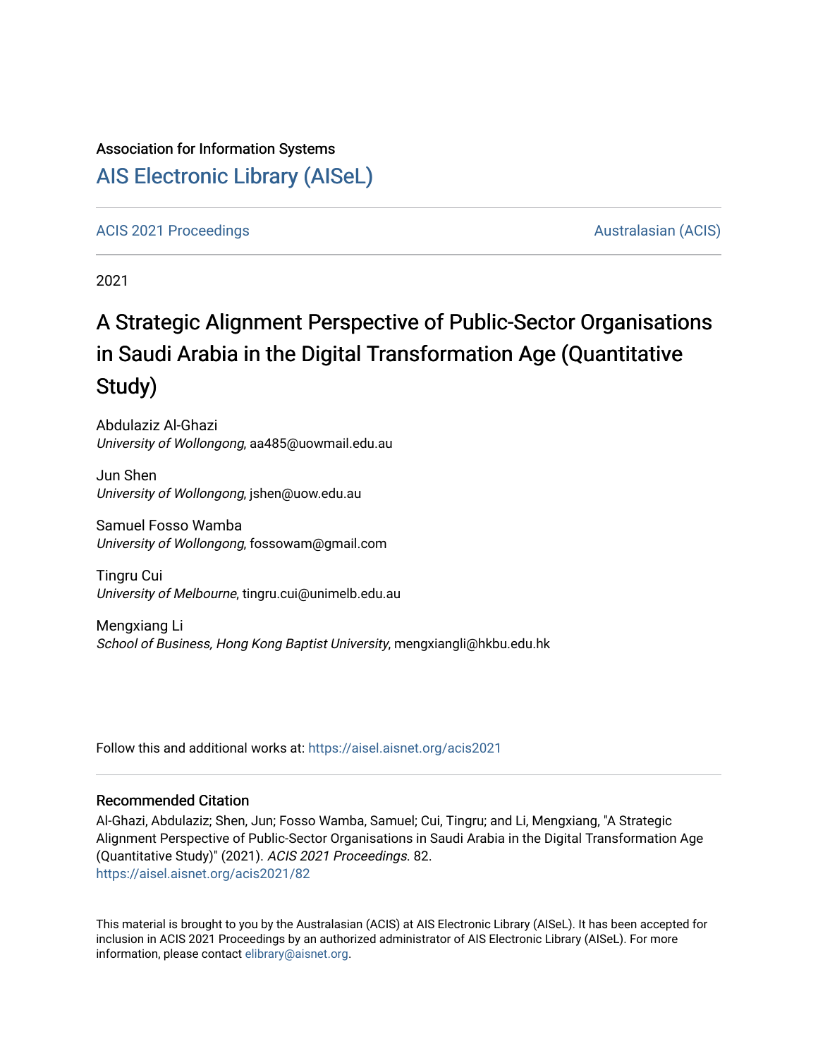Association for Information Systems

# AIS Electronic Library (AISeL)

ACIS 2021 Proceedings | Australasian (ACIS)

2021

# A Strategic Alignment Perspective of Public-Sector Organisations in Saudi Arabia in the Digital Transformation Age (Quantitative Study)

Abdulaziz Al-Ghazi
*University of Wollongong*, aa485@uowmail.edu.au

Jun Shen
*University of Wollongong*, jshen@uow.edu.au

Samuel Fosso Wamba
*University of Wollongong*, fossowam@gmail.com

Tingru Cui
*University of Melbourne*, tingru.cui@unimelb.edu.au

Mengxiang Li
*School of Business, Hong Kong Baptist University*, mengxiangli@hkbu.edu.hk

Follow this and additional works at: https://aisel.aisnet.org/acis2021

## Recommended Citation

Al-Ghazi, Abdulaziz; Shen, Jun; Fosso Wamba, Samuel; Cui, Tingru; and Li, Mengxiang, "A Strategic Alignment Perspective of Public-Sector Organisations in Saudi Arabia in the Digital Transformation Age (Quantitative Study)" (2021). *ACIS 2021 Proceedings*. 82.
https://aisel.aisnet.org/acis2021/82

This material is brought to you by the Australasian (ACIS) at AIS Electronic Library (AISeL). It has been accepted for inclusion in ACIS 2021 Proceedings by an authorized administrator of AIS Electronic Library (AISeL). For more information, please contact elibrary@aisnet.org.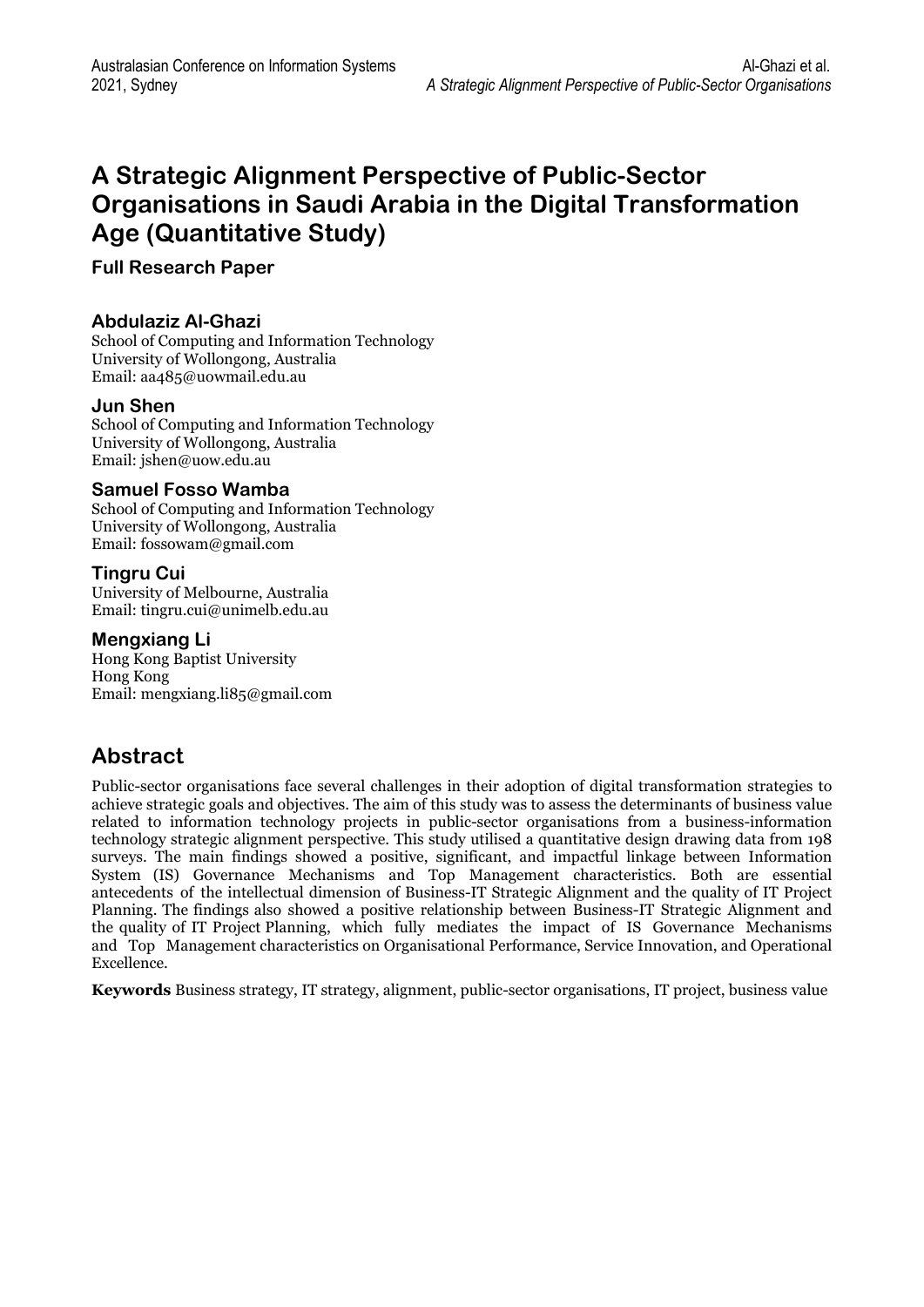# A Strategic Alignment Perspective of Public-Sector Organisations in Saudi Arabia in the Digital Transformation Age (Quantitative Study)

**Full Research Paper**

### Abdulaziz Al-Ghazi

School of Computing and Information Technology
University of Wollongong, Australia
Email: aa485@uowmail.edu.au

### Jun Shen

School of Computing and Information Technology
University of Wollongong, Australia
Email: jshen@uow.edu.au

### Samuel Fosso Wamba

School of Computing and Information Technology
University of Wollongong, Australia
Email: fossowam@gmail.com

### Tingru Cui

University of Melbourne, Australia
Email: tingru.cui@unimelb.edu.au

### Mengxiang Li

Hong Kong Baptist University
Hong Kong
Email: mengxiang.li85@gmail.com

## Abstract

Public-sector organisations face several challenges in their adoption of digital transformation strategies to achieve strategic goals and objectives. The aim of this study was to assess the determinants of business value related to information technology projects in public-sector organisations from a business-information technology strategic alignment perspective. This study utilised a quantitative design drawing data from 198 surveys. The main findings showed a positive, significant, and impactful linkage between Information System (IS) Governance Mechanisms and Top Management characteristics. Both are essential antecedents of the intellectual dimension of Business-IT Strategic Alignment and the quality of IT Project Planning. The findings also showed a positive relationship between Business-IT Strategic Alignment and the quality of IT Project Planning, which fully mediates the impact of IS Governance Mechanisms and Top Management characteristics on Organisational Performance, Service Innovation, and Operational Excellence.

**Keywords** Business strategy, IT strategy, alignment, public-sector organisations, IT project, business value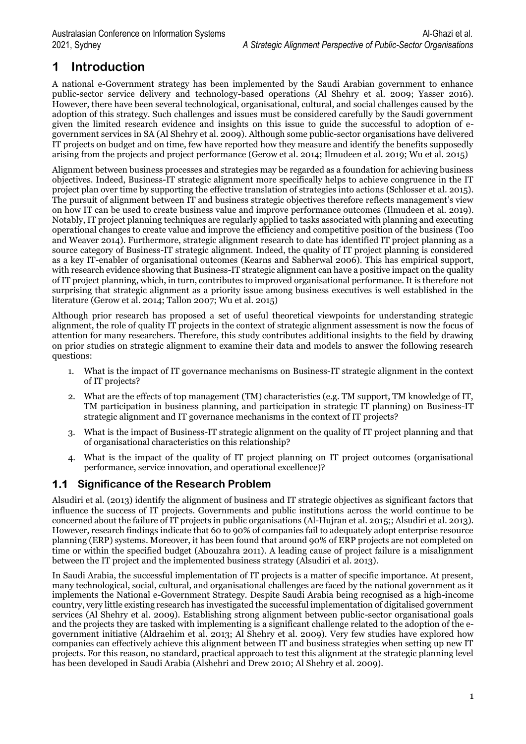# 1 Introduction

A national e-Government strategy has been implemented by the Saudi Arabian government to enhance public-sector service delivery and technology-based operations (Al Shehry et al. 2009; Yasser 2016). However, there have been several technological, organisational, cultural, and social challenges caused by the adoption of this strategy. Such challenges and issues must be considered carefully by the Saudi government given the limited research evidence and insights on this issue to guide the successful to adoption of e-government services in SA (Al Shehry et al. 2009). Although some public-sector organisations have delivered IT projects on budget and on time, few have reported how they measure and identify the benefits supposedly arising from the projects and project performance (Gerow et al. 2014; Ilmudeen et al. 2019; Wu et al. 2015)

Alignment between business processes and strategies may be regarded as a foundation for achieving business objectives. Indeed, Business-IT strategic alignment more specifically helps to achieve congruence in the IT project plan over time by supporting the effective translation of strategies into actions (Schlosser et al. 2015). The pursuit of alignment between IT and business strategic objectives therefore reflects management's view on how IT can be used to create business value and improve performance outcomes (Ilmudeen et al. 2019). Notably, IT project planning techniques are regularly applied to tasks associated with planning and executing operational changes to create value and improve the efficiency and competitive position of the business (Too and Weaver 2014). Furthermore, strategic alignment research to date has identified IT project planning as a source category of Business-IT strategic alignment. Indeed, the quality of IT project planning is considered as a key IT-enabler of organisational outcomes (Kearns and Sabherwal 2006). This has empirical support, with research evidence showing that Business-IT strategic alignment can have a positive impact on the quality of IT project planning, which, in turn, contributes to improved organisational performance. It is therefore not surprising that strategic alignment as a priority issue among business executives is well established in the literature (Gerow et al. 2014; Tallon 2007; Wu et al. 2015)

Although prior research has proposed a set of useful theoretical viewpoints for understanding strategic alignment, the role of quality IT projects in the context of strategic alignment assessment is now the focus of attention for many researchers. Therefore, this study contributes additional insights to the field by drawing on prior studies on strategic alignment to examine their data and models to answer the following research questions:

1. What is the impact of IT governance mechanisms on Business-IT strategic alignment in the context of IT projects?
2. What are the effects of top management (TM) characteristics (e.g. TM support, TM knowledge of IT, TM participation in business planning, and participation in strategic IT planning) on Business-IT strategic alignment and IT governance mechanisms in the context of IT projects?
3. What is the impact of Business-IT strategic alignment on the quality of IT project planning and that of organisational characteristics on this relationship?
4. What is the impact of the quality of IT project planning on IT project outcomes (organisational performance, service innovation, and operational excellence)?

## 1.1 Significance of the Research Problem

Alsudiri et al. (2013) identify the alignment of business and IT strategic objectives as significant factors that influence the success of IT projects. Governments and public institutions across the world continue to be concerned about the failure of IT projects in public organisations (Al-Hujran et al. 2015;; Alsudiri et al. 2013). However, research findings indicate that 60 to 90% of companies fail to adequately adopt enterprise resource planning (ERP) systems. Moreover, it has been found that around 90% of ERP projects are not completed on time or within the specified budget (Abouzahra 2011). A leading cause of project failure is a misalignment between the IT project and the implemented business strategy (Alsudiri et al. 2013).

In Saudi Arabia, the successful implementation of IT projects is a matter of specific importance. At present, many technological, social, cultural, and organisational challenges are faced by the national government as it implements the National e-Government Strategy. Despite Saudi Arabia being recognised as a high-income country, very little existing research has investigated the successful implementation of digitalised government services (Al Shehry et al. 2009). Establishing strong alignment between public-sector organisational goals and the projects they are tasked with implementing is a significant challenge related to the adoption of the e-government initiative (Aldraehim et al. 2013; Al Shehry et al. 2009). Very few studies have explored how companies can effectively achieve this alignment between IT and business strategies when setting up new IT projects. For this reason, no standard, practical approach to test this alignment at the strategic planning level has been developed in Saudi Arabia (Alshehri and Drew 2010; Al Shehry et al. 2009).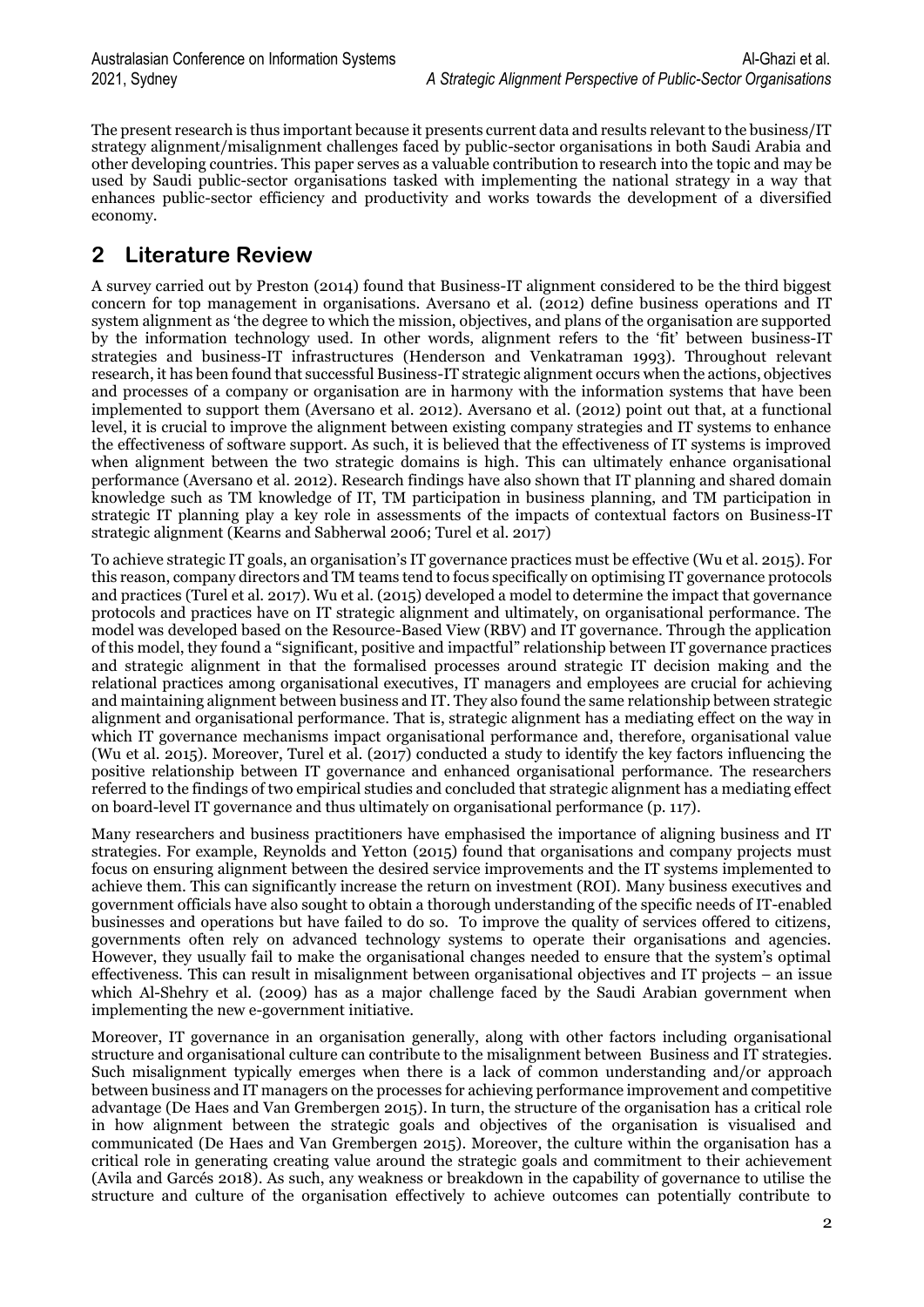The present research is thus important because it presents current data and results relevant to the business/IT strategy alignment/misalignment challenges faced by public-sector organisations in both Saudi Arabia and other developing countries. This paper serves as a valuable contribution to research into the topic and may be used by Saudi public-sector organisations tasked with implementing the national strategy in a way that enhances public-sector efficiency and productivity and works towards the development of a diversified economy.

## 2 Literature Review

A survey carried out by Preston (2014) found that Business-IT alignment considered to be the third biggest concern for top management in organisations. Aversano et al. (2012) define business operations and IT system alignment as 'the degree to which the mission, objectives, and plans of the organisation are supported by the information technology used. In other words, alignment refers to the 'fit' between business-IT strategies and business-IT infrastructures (Henderson and Venkatraman 1993). Throughout relevant research, it has been found that successful Business-IT strategic alignment occurs when the actions, objectives and processes of a company or organisation are in harmony with the information systems that have been implemented to support them (Aversano et al. 2012). Aversano et al. (2012) point out that, at a functional level, it is crucial to improve the alignment between existing company strategies and IT systems to enhance the effectiveness of software support. As such, it is believed that the effectiveness of IT systems is improved when alignment between the two strategic domains is high. This can ultimately enhance organisational performance (Aversano et al. 2012). Research findings have also shown that IT planning and shared domain knowledge such as TM knowledge of IT, TM participation in business planning, and TM participation in strategic IT planning play a key role in assessments of the impacts of contextual factors on Business-IT strategic alignment (Kearns and Sabherwal 2006; Turel et al. 2017)

To achieve strategic IT goals, an organisation's IT governance practices must be effective (Wu et al. 2015). For this reason, company directors and TM teams tend to focus specifically on optimising IT governance protocols and practices (Turel et al. 2017). Wu et al. (2015) developed a model to determine the impact that governance protocols and practices have on IT strategic alignment and ultimately, on organisational performance. The model was developed based on the Resource-Based View (RBV) and IT governance. Through the application of this model, they found a "significant, positive and impactful" relationship between IT governance practices and strategic alignment in that the formalised processes around strategic IT decision making and the relational practices among organisational executives, IT managers and employees are crucial for achieving and maintaining alignment between business and IT. They also found the same relationship between strategic alignment and organisational performance. That is, strategic alignment has a mediating effect on the way in which IT governance mechanisms impact organisational performance and, therefore, organisational value (Wu et al. 2015). Moreover, Turel et al. (2017) conducted a study to identify the key factors influencing the positive relationship between IT governance and enhanced organisational performance. The researchers referred to the findings of two empirical studies and concluded that strategic alignment has a mediating effect on board-level IT governance and thus ultimately on organisational performance (p. 117).

Many researchers and business practitioners have emphasised the importance of aligning business and IT strategies. For example, Reynolds and Yetton (2015) found that organisations and company projects must focus on ensuring alignment between the desired service improvements and the IT systems implemented to achieve them. This can significantly increase the return on investment (ROI). Many business executives and government officials have also sought to obtain a thorough understanding of the specific needs of IT-enabled businesses and operations but have failed to do so. To improve the quality of services offered to citizens, governments often rely on advanced technology systems to operate their organisations and agencies. However, they usually fail to make the organisational changes needed to ensure that the system's optimal effectiveness. This can result in misalignment between organisational objectives and IT projects – an issue which Al-Shehry et al. (2009) has as a major challenge faced by the Saudi Arabian government when implementing the new e-government initiative.

Moreover, IT governance in an organisation generally, along with other factors including organisational structure and organisational culture can contribute to the misalignment between Business and IT strategies. Such misalignment typically emerges when there is a lack of common understanding and/or approach between business and IT managers on the processes for achieving performance improvement and competitive advantage (De Haes and Van Grembergen 2015). In turn, the structure of the organisation has a critical role in how alignment between the strategic goals and objectives of the organisation is visualised and communicated (De Haes and Van Grembergen 2015). Moreover, the culture within the organisation has a critical role in generating creating value around the strategic goals and commitment to their achievement (Avila and Garcés 2018). As such, any weakness or breakdown in the capability of governance to utilise the structure and culture of the organisation effectively to achieve outcomes can potentially contribute to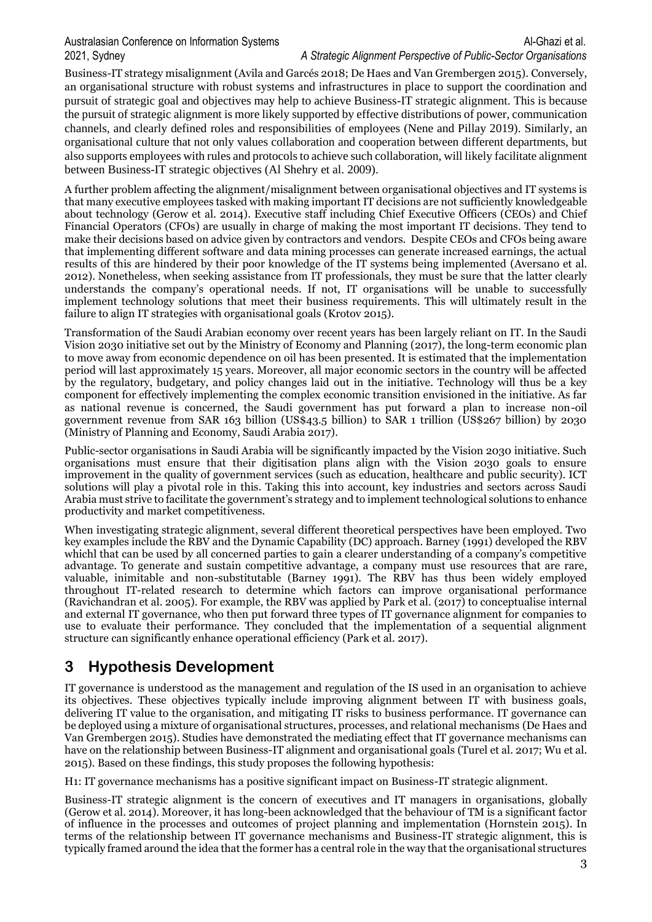Business-IT strategy misalignment (Avila and Garcés 2018; De Haes and Van Grembergen 2015). Conversely, an organisational structure with robust systems and infrastructures in place to support the coordination and pursuit of strategic goal and objectives may help to achieve Business-IT strategic alignment. This is because the pursuit of strategic alignment is more likely supported by effective distributions of power, communication channels, and clearly defined roles and responsibilities of employees (Nene and Pillay 2019). Similarly, an organisational culture that not only values collaboration and cooperation between different departments, but also supports employees with rules and protocols to achieve such collaboration, will likely facilitate alignment between Business-IT strategic objectives (Al Shehry et al. 2009).

A further problem affecting the alignment/misalignment between organisational objectives and IT systems is that many executive employees tasked with making important IT decisions are not sufficiently knowledgeable about technology (Gerow et al. 2014). Executive staff including Chief Executive Officers (CEOs) and Chief Financial Operators (CFOs) are usually in charge of making the most important IT decisions. They tend to make their decisions based on advice given by contractors and vendors. Despite CEOs and CFOs being aware that implementing different software and data mining processes can generate increased earnings, the actual results of this are hindered by their poor knowledge of the IT systems being implemented (Aversano et al. 2012). Nonetheless, when seeking assistance from IT professionals, they must be sure that the latter clearly understands the company's operational needs. If not, IT organisations will be unable to successfully implement technology solutions that meet their business requirements. This will ultimately result in the failure to align IT strategies with organisational goals (Krotov 2015).

Transformation of the Saudi Arabian economy over recent years has been largely reliant on IT. In the Saudi Vision 2030 initiative set out by the Ministry of Economy and Planning (2017), the long-term economic plan to move away from economic dependence on oil has been presented. It is estimated that the implementation period will last approximately 15 years. Moreover, all major economic sectors in the country will be affected by the regulatory, budgetary, and policy changes laid out in the initiative. Technology will thus be a key component for effectively implementing the complex economic transition envisioned in the initiative. As far as national revenue is concerned, the Saudi government has put forward a plan to increase non-oil government revenue from SAR 163 billion (US$43.5 billion) to SAR 1 trillion (US$267 billion) by 2030 (Ministry of Planning and Economy, Saudi Arabia 2017).

Public-sector organisations in Saudi Arabia will be significantly impacted by the Vision 2030 initiative. Such organisations must ensure that their digitisation plans align with the Vision 2030 goals to ensure improvement in the quality of government services (such as education, healthcare and public security). ICT solutions will play a pivotal role in this. Taking this into account, key industries and sectors across Saudi Arabia must strive to facilitate the government's strategy and to implement technological solutions to enhance productivity and market competitiveness.

When investigating strategic alignment, several different theoretical perspectives have been employed. Two key examples include the RBV and the Dynamic Capability (DC) approach. Barney (1991) developed the RBV whichl that can be used by all concerned parties to gain a clearer understanding of a company's competitive advantage. To generate and sustain competitive advantage, a company must use resources that are rare, valuable, inimitable and non-substitutable (Barney 1991). The RBV has thus been widely employed throughout IT-related research to determine which factors can improve organisational performance (Ravichandran et al. 2005). For example, the RBV was applied by Park et al. (2017) to conceptualise internal and external IT governance, who then put forward three types of IT governance alignment for companies to use to evaluate their performance. They concluded that the implementation of a sequential alignment structure can significantly enhance operational efficiency (Park et al. 2017).

# 3 Hypothesis Development

IT governance is understood as the management and regulation of the IS used in an organisation to achieve its objectives. These objectives typically include improving alignment between IT with business goals, delivering IT value to the organisation, and mitigating IT risks to business performance. IT governance can be deployed using a mixture of organisational structures, processes, and relational mechanisms (De Haes and Van Grembergen 2015). Studies have demonstrated the mediating effect that IT governance mechanisms can have on the relationship between Business-IT alignment and organisational goals (Turel et al. 2017; Wu et al. 2015). Based on these findings, this study proposes the following hypothesis:

H1: IT governance mechanisms has a positive significant impact on Business-IT strategic alignment.

Business-IT strategic alignment is the concern of executives and IT managers in organisations, globally (Gerow et al. 2014). Moreover, it has long-been acknowledged that the behaviour of TM is a significant factor of influence in the processes and outcomes of project planning and implementation (Hornstein 2015). In terms of the relationship between IT governance mechanisms and Business-IT strategic alignment, this is typically framed around the idea that the former has a central role in the way that the organisational structures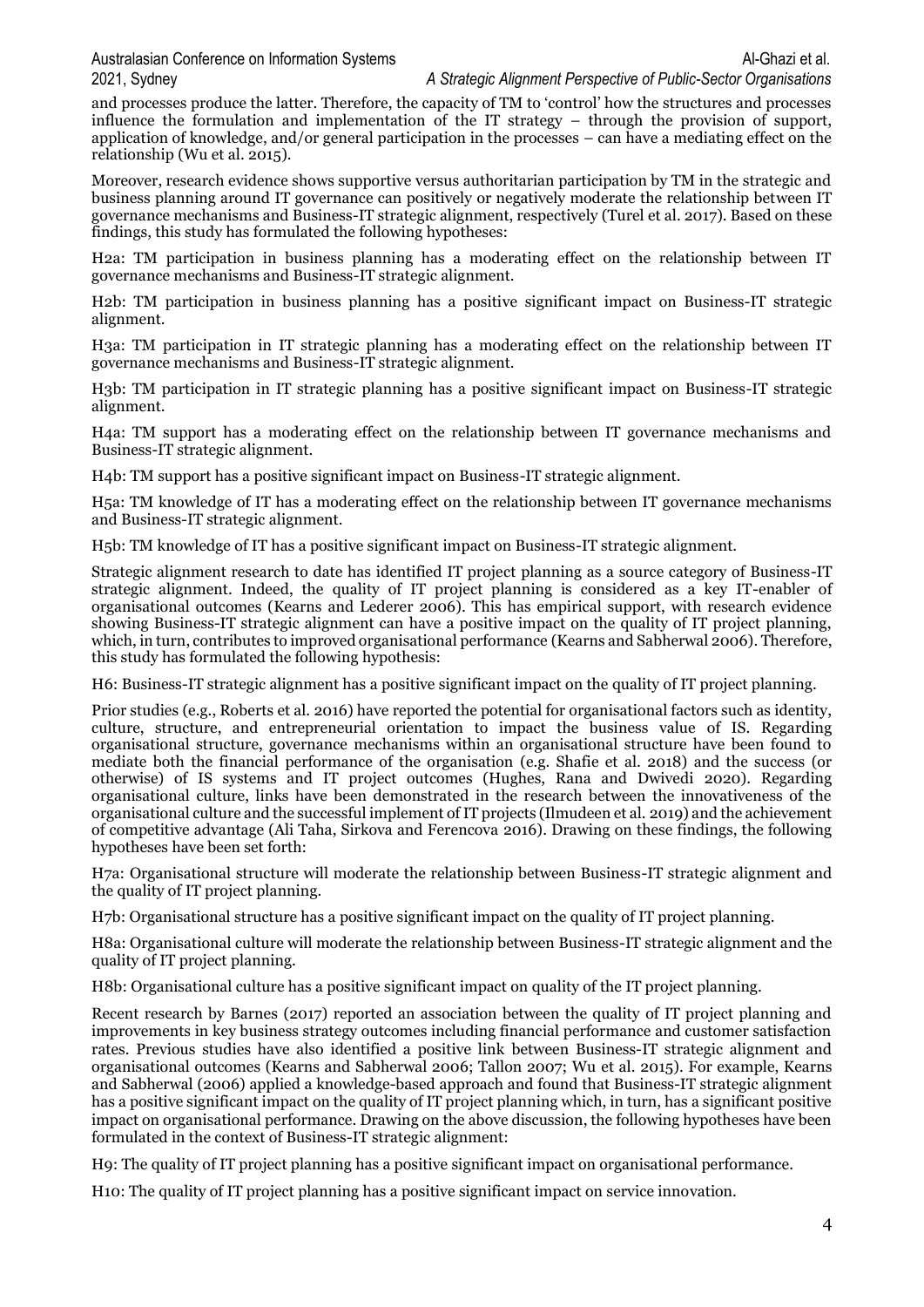and processes produce the latter. Therefore, the capacity of TM to 'control' how the structures and processes influence the formulation and implementation of the IT strategy – through the provision of support, application of knowledge, and/or general participation in the processes – can have a mediating effect on the relationship (Wu et al. 2015).

Moreover, research evidence shows supportive versus authoritarian participation by TM in the strategic and business planning around IT governance can positively or negatively moderate the relationship between IT governance mechanisms and Business-IT strategic alignment, respectively (Turel et al. 2017). Based on these findings, this study has formulated the following hypotheses:

H2a: TM participation in business planning has a moderating effect on the relationship between IT governance mechanisms and Business-IT strategic alignment.

H2b: TM participation in business planning has a positive significant impact on Business-IT strategic alignment.

H3a: TM participation in IT strategic planning has a moderating effect on the relationship between IT governance mechanisms and Business-IT strategic alignment.

H3b: TM participation in IT strategic planning has a positive significant impact on Business-IT strategic alignment.

H4a: TM support has a moderating effect on the relationship between IT governance mechanisms and Business-IT strategic alignment.

H4b: TM support has a positive significant impact on Business-IT strategic alignment.

H5a: TM knowledge of IT has a moderating effect on the relationship between IT governance mechanisms and Business-IT strategic alignment.

H5b: TM knowledge of IT has a positive significant impact on Business-IT strategic alignment.

Strategic alignment research to date has identified IT project planning as a source category of Business-IT strategic alignment. Indeed, the quality of IT project planning is considered as a key IT-enabler of organisational outcomes (Kearns and Lederer 2006). This has empirical support, with research evidence showing Business-IT strategic alignment can have a positive impact on the quality of IT project planning, which, in turn, contributes to improved organisational performance (Kearns and Sabherwal 2006). Therefore, this study has formulated the following hypothesis:

H6: Business-IT strategic alignment has a positive significant impact on the quality of IT project planning.

Prior studies (e.g., Roberts et al. 2016) have reported the potential for organisational factors such as identity, culture, structure, and entrepreneurial orientation to impact the business value of IS. Regarding organisational structure, governance mechanisms within an organisational structure have been found to mediate both the financial performance of the organisation (e.g. Shafie et al. 2018) and the success (or otherwise) of IS systems and IT project outcomes (Hughes, Rana and Dwivedi 2020). Regarding organisational culture, links have been demonstrated in the research between the innovativeness of the organisational culture and the successful implement of IT projects (Ilmudeen et al. 2019) and the achievement of competitive advantage (Ali Taha, Sirkova and Ferencova 2016). Drawing on these findings, the following hypotheses have been set forth:

H7a: Organisational structure will moderate the relationship between Business-IT strategic alignment and the quality of IT project planning.

H7b: Organisational structure has a positive significant impact on the quality of IT project planning.

H8a: Organisational culture will moderate the relationship between Business-IT strategic alignment and the quality of IT project planning.

H8b: Organisational culture has a positive significant impact on quality of the IT project planning.

Recent research by Barnes (2017) reported an association between the quality of IT project planning and improvements in key business strategy outcomes including financial performance and customer satisfaction rates. Previous studies have also identified a positive link between Business-IT strategic alignment and organisational outcomes (Kearns and Sabherwal 2006; Tallon 2007; Wu et al. 2015). For example, Kearns and Sabherwal (2006) applied a knowledge-based approach and found that Business-IT strategic alignment has a positive significant impact on the quality of IT project planning which, in turn, has a significant positive impact on organisational performance. Drawing on the above discussion, the following hypotheses have been formulated in the context of Business-IT strategic alignment:

H9: The quality of IT project planning has a positive significant impact on organisational performance.

H10: The quality of IT project planning has a positive significant impact on service innovation.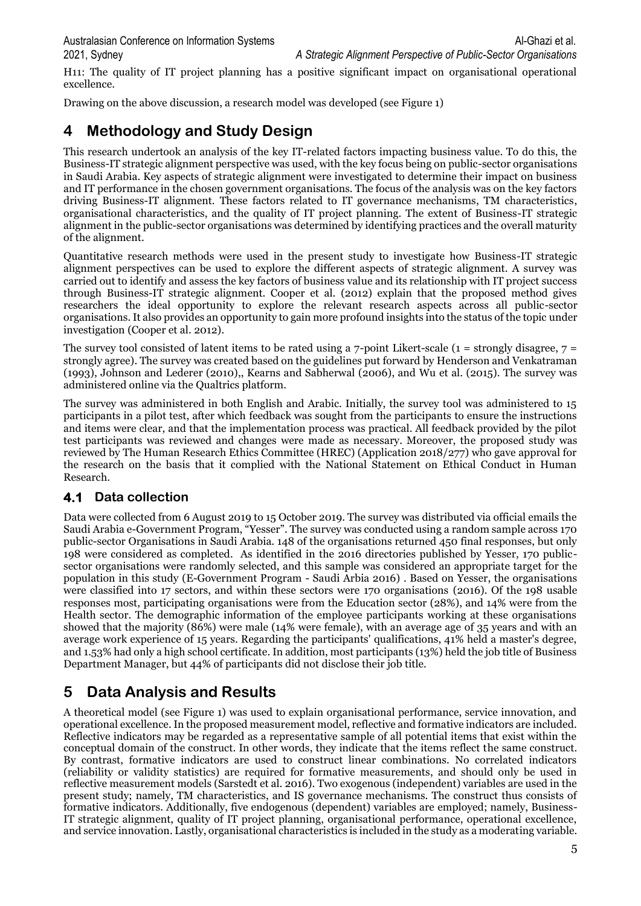H11: The quality of IT project planning has a positive significant impact on organisational operational excellence.

Drawing on the above discussion, a research model was developed (see Figure 1)

# 4 Methodology and Study Design

This research undertook an analysis of the key IT-related factors impacting business value. To do this, the Business-IT strategic alignment perspective was used, with the key focus being on public-sector organisations in Saudi Arabia. Key aspects of strategic alignment were investigated to determine their impact on business and IT performance in the chosen government organisations. The focus of the analysis was on the key factors driving Business-IT alignment. These factors related to IT governance mechanisms, TM characteristics, organisational characteristics, and the quality of IT project planning. The extent of Business-IT strategic alignment in the public-sector organisations was determined by identifying practices and the overall maturity of the alignment.

Quantitative research methods were used in the present study to investigate how Business-IT strategic alignment perspectives can be used to explore the different aspects of strategic alignment. A survey was carried out to identify and assess the key factors of business value and its relationship with IT project success through Business-IT strategic alignment. Cooper et al. (2012) explain that the proposed method gives researchers the ideal opportunity to explore the relevant research aspects across all public-sector organisations. It also provides an opportunity to gain more profound insights into the status of the topic under investigation (Cooper et al. 2012).

The survey tool consisted of latent items to be rated using a 7-point Likert-scale (1 = strongly disagree, 7 = strongly agree). The survey was created based on the guidelines put forward by Henderson and Venkatraman (1993), Johnson and Lederer (2010),, Kearns and Sabherwal (2006), and Wu et al. (2015). The survey was administered online via the Qualtrics platform.

The survey was administered in both English and Arabic. Initially, the survey tool was administered to 15 participants in a pilot test, after which feedback was sought from the participants to ensure the instructions and items were clear, and that the implementation process was practical. All feedback provided by the pilot test participants was reviewed and changes were made as necessary. Moreover, the proposed study was reviewed by The Human Research Ethics Committee (HREC) (Application 2018/277) who gave approval for the research on the basis that it complied with the National Statement on Ethical Conduct in Human Research.

## 4.1 Data collection

Data were collected from 6 August 2019 to 15 October 2019. The survey was distributed via official emails the Saudi Arabia e-Government Program, "Yesser". The survey was conducted using a random sample across 170 public-sector Organisations in Saudi Arabia. 148 of the organisations returned 450 final responses, but only 198 were considered as completed. As identified in the 2016 directories published by Yesser, 170 public-sector organisations were randomly selected, and this sample was considered an appropriate target for the population in this study (E-Government Program - Saudi Arbia 2016) . Based on Yesser, the organisations were classified into 17 sectors, and within these sectors were 170 organisations (2016). Of the 198 usable responses most, participating organisations were from the Education sector (28%), and 14% were from the Health sector. The demographic information of the employee participants working at these organisations showed that the majority (86%) were male (14% were female), with an average age of 35 years and with an average work experience of 15 years. Regarding the participants' qualifications, 41% held a master's degree, and 1.53% had only a high school certificate. In addition, most participants (13%) held the job title of Business Department Manager, but 44% of participants did not disclose their job title.

# 5 Data Analysis and Results

A theoretical model (see Figure 1) was used to explain organisational performance, service innovation, and operational excellence. In the proposed measurement model, reflective and formative indicators are included. Reflective indicators may be regarded as a representative sample of all potential items that exist within the conceptual domain of the construct. In other words, they indicate that the items reflect the same construct. By contrast, formative indicators are used to construct linear combinations. No correlated indicators (reliability or validity statistics) are required for formative measurements, and should only be used in reflective measurement models (Sarstedt et al. 2016). Two exogenous (independent) variables are used in the present study; namely, TM characteristics, and IS governance mechanisms. The construct thus consists of formative indicators. Additionally, five endogenous (dependent) variables are employed; namely, Business-IT strategic alignment, quality of IT project planning, organisational performance, operational excellence, and service innovation. Lastly, organisational characteristics is included in the study as a moderating variable.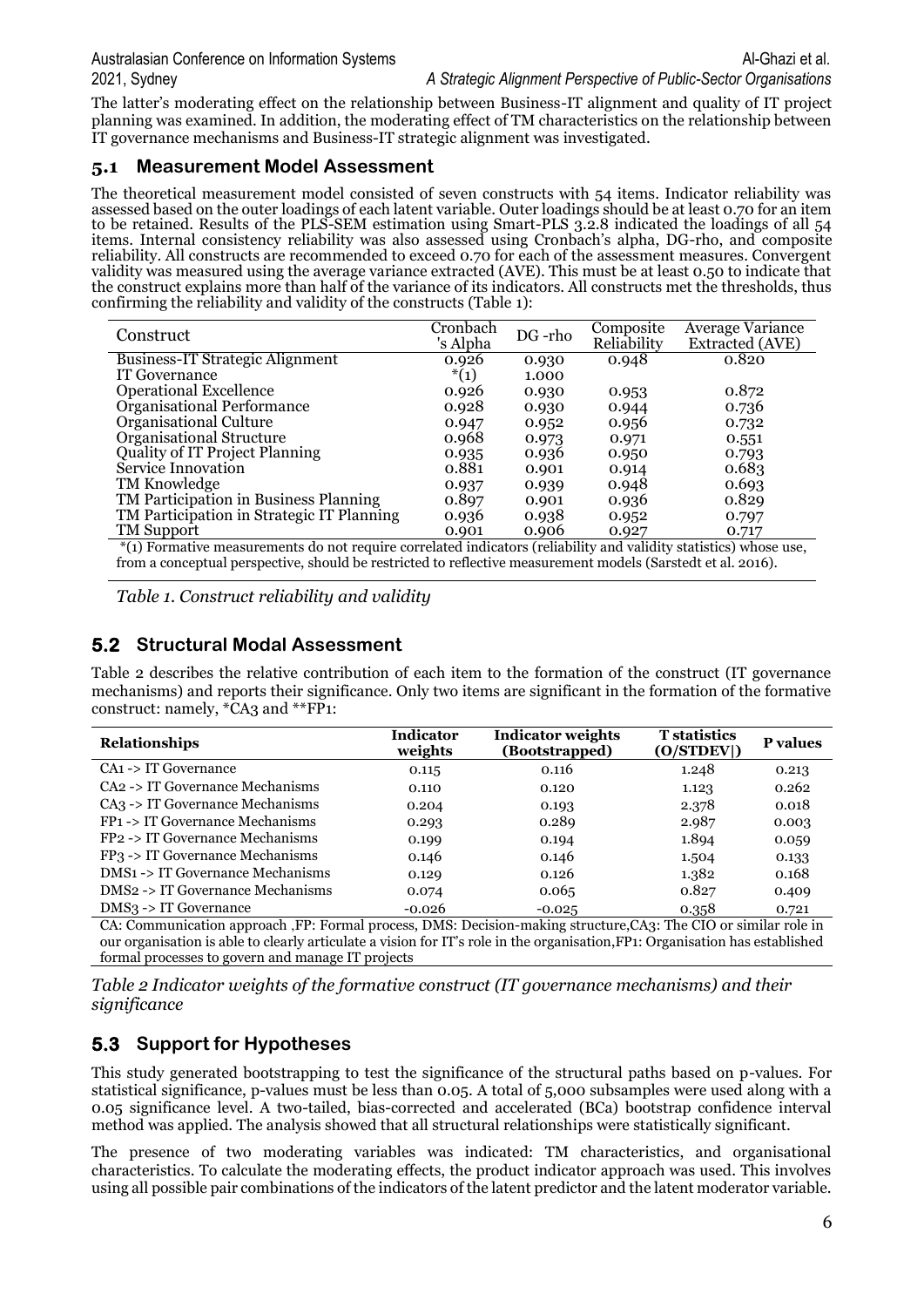The latter's moderating effect on the relationship between Business-IT alignment and quality of IT project planning was examined. In addition, the moderating effect of TM characteristics on the relationship between IT governance mechanisms and Business-IT strategic alignment was investigated.

### 5.1 Measurement Model Assessment

The theoretical measurement model consisted of seven constructs with 54 items. Indicator reliability was assessed based on the outer loadings of each latent variable. Outer loadings should be at least 0.70 for an item to be retained. Results of the PLS-SEM estimation using Smart-PLS 3.2.8 indicated the loadings of all 54 items. Internal consistency reliability was also assessed using Cronbach's alpha, DG-rho, and composite reliability. All constructs are recommended to exceed 0.70 for each of the assessment measures. Convergent validity was measured using the average variance extracted (AVE). This must be at least 0.50 to indicate that the construct explains more than half of the variance of its indicators. All constructs met the thresholds, thus confirming the reliability and validity of the constructs (Table 1):

| Construct | Cronbach 's Alpha | DG -rho | Composite Reliability | Average Variance Extracted (AVE) |
|---|---|---|---|---|
| Business-IT Strategic Alignment | 0.926 | 0.930 | 0.948 | 0.820 |
| IT Governance | *(1) | 1.000 | | |
| Operational Excellence | 0.926 | 0.930 | 0.953 | 0.872 |
| Organisational Performance | 0.928 | 0.930 | 0.944 | 0.736 |
| Organisational Culture | 0.947 | 0.952 | 0.956 | 0.732 |
| Organisational Structure | 0.968 | 0.973 | 0.971 | 0.551 |
| Quality of IT Project Planning | 0.935 | 0.936 | 0.950 | 0.793 |
| Service Innovation | 0.881 | 0.901 | 0.914 | 0.683 |
| TM Knowledge | 0.937 | 0.939 | 0.948 | 0.693 |
| TM Participation in Business Planning | 0.897 | 0.901 | 0.936 | 0.829 |
| TM Participation in Strategic IT Planning | 0.936 | 0.938 | 0.952 | 0.797 |
| TM Support | 0.901 | 0.906 | 0.927 | 0.717 |

*(1) Formative measurements do not require correlated indicators (reliability and validity statistics) whose use, from a conceptual perspective, should be restricted to reflective measurement models (Sarstedt et al. 2016).

*Table 1. Construct reliability and validity*

### 5.2 Structural Modal Assessment

Table 2 describes the relative contribution of each item to the formation of the construct (IT governance mechanisms) and reports their significance. Only two items are significant in the formation of the formative construct: namely, *CA3 and **FP1:

| Relationships | Indicator weights | Indicator weights (Bootstrapped) | T statistics (O/STDEV\|) | P values |
|---|---|---|---|---|
| CA1 -> IT Governance | 0.115 | 0.116 | 1.248 | 0.213 |
| CA2 -> IT Governance Mechanisms | 0.110 | 0.120 | 1.123 | 0.262 |
| CA3 -> IT Governance Mechanisms | 0.204 | 0.193 | 2.378 | 0.018 |
| FP1 -> IT Governance Mechanisms | 0.293 | 0.289 | 2.987 | 0.003 |
| FP2 -> IT Governance Mechanisms | 0.199 | 0.194 | 1.894 | 0.059 |
| FP3 -> IT Governance Mechanisms | 0.146 | 0.146 | 1.504 | 0.133 |
| DMS1 -> IT Governance Mechanisms | 0.129 | 0.126 | 1.382 | 0.168 |
| DMS2 -> IT Governance Mechanisms | 0.074 | 0.065 | 0.827 | 0.409 |
| DMS3 -> IT Governance | -0.026 | -0.025 | 0.358 | 0.721 |

CA: Communication approach ,FP: Formal process, DMS: Decision-making structure,CA3: The CIO or similar role in our organisation is able to clearly articulate a vision for IT's role in the organisation,FP1: Organisation has established formal processes to govern and manage IT projects

*Table 2 Indicator weights of the formative construct (IT governance mechanisms) and their significance*

### 5.3 Support for Hypotheses

This study generated bootstrapping to test the significance of the structural paths based on p-values. For statistical significance, p-values must be less than 0.05. A total of 5,000 subsamples were used along with a 0.05 significance level. A two-tailed, bias-corrected and accelerated (BCa) bootstrap confidence interval method was applied. The analysis showed that all structural relationships were statistically significant.

The presence of two moderating variables was indicated: TM characteristics, and organisational characteristics. To calculate the moderating effects, the product indicator approach was used. This involves using all possible pair combinations of the indicators of the latent predictor and the latent moderator variable.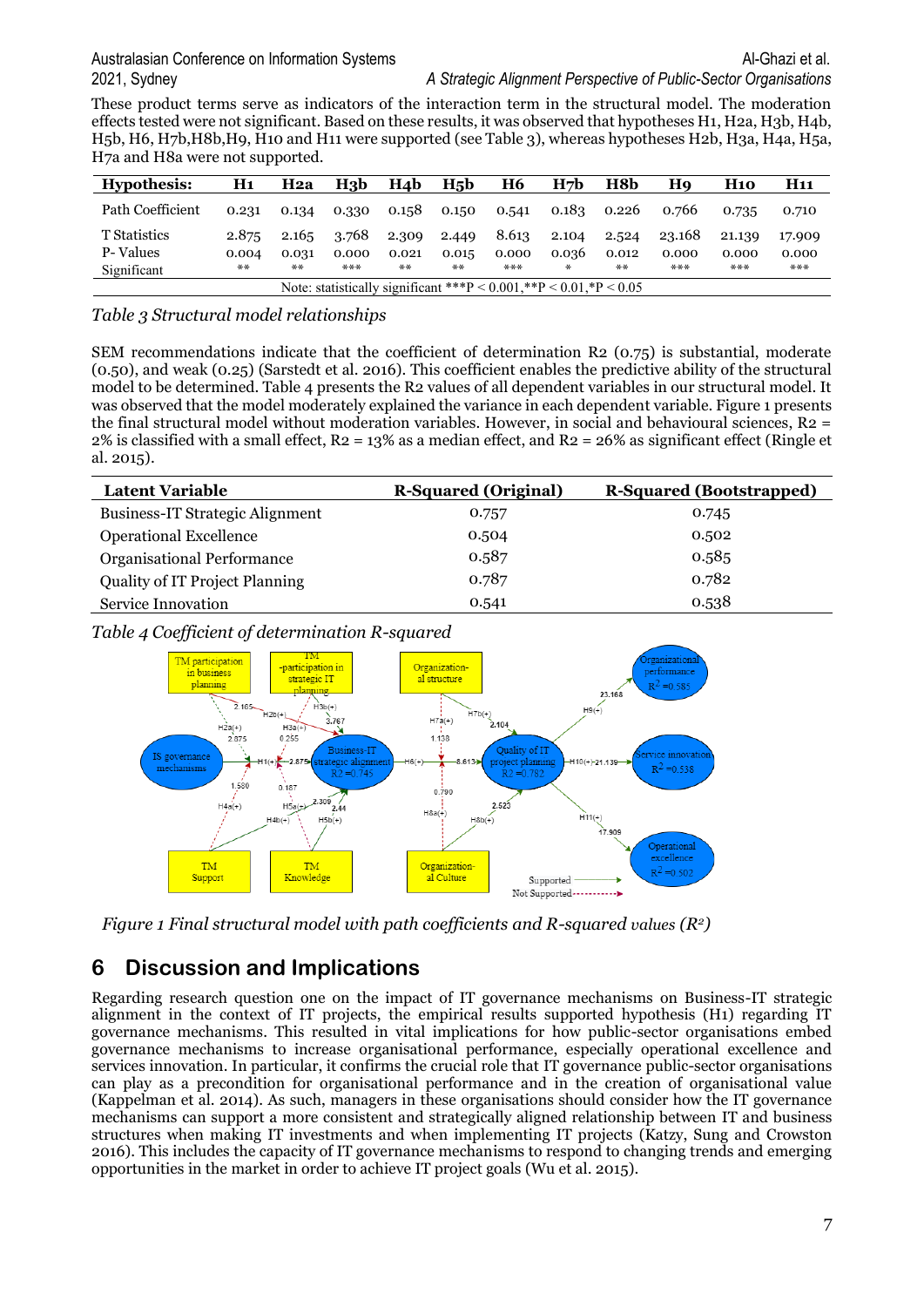These product terms serve as indicators of the interaction term in the structural model. The moderation effects tested were not significant. Based on these results, it was observed that hypotheses H1, H2a, H3b, H4b, H5b, H6, H7b,H8b,H9, H10 and H11 were supported (see Table 3), whereas hypotheses H2b, H3a, H4a, H5a, H7a and H8a were not supported.

| Hypothesis: | H1 | H2a | H3b | H4b | H5b | H6 | H7b | H8b | H9 | H10 | H11 |
|---|---|---|---|---|---|---|---|---|---|---|---|
| Path Coefficient | 0.231 | 0.134 | 0.330 | 0.158 | 0.150 | 0.541 | 0.183 | 0.226 | 0.766 | 0.735 | 0.710 |
| T Statistics | 2.875 | 2.165 | 3.768 | 2.309 | 2.449 | 8.613 | 2.104 | 2.524 | 23.168 | 21.139 | 17.909 |
| P- Values | 0.004 | 0.031 | 0.000 | 0.021 | 0.015 | 0.000 | 0.036 | 0.012 | 0.000 | 0.000 | 0.000 |
| Significant | ** | ** | *** | ** | ** | *** | * | ** | *** | *** | *** |

Note: statistically significant ***P < 0.001,**P < 0.01,*P < 0.05

*Table 3 Structural model relationships*

SEM recommendations indicate that the coefficient of determination R2 (0.75) is substantial, moderate (0.50), and weak (0.25) (Sarstedt et al. 2016). This coefficient enables the predictive ability of the structural model to be determined. Table 4 presents the R2 values of all dependent variables in our structural model. It was observed that the model moderately explained the variance in each dependent variable. Figure 1 presents the final structural model without moderation variables. However, in social and behavioural sciences, R2 = 2% is classified with a small effect, R2 = 13% as a median effect, and R2 = 26% as significant effect (Ringle et al. 2015).

| Latent Variable | R-Squared (Original) | R-Squared (Bootstrapped) |
|---|---|---|
| Business-IT Strategic Alignment | 0.757 | 0.745 |
| Operational Excellence | 0.504 | 0.502 |
| Organisational Performance | 0.587 | 0.585 |
| Quality of IT Project Planning | 0.787 | 0.782 |
| Service Innovation | 0.541 | 0.538 |

*Table 4 Coefficient of determination R-squared*

*Figure 1 Final structural model with path coefficients and R-squared values ($R^2$)*

## 6 Discussion and Implications

Regarding research question one on the impact of IT governance mechanisms on Business-IT strategic alignment in the context of IT projects, the empirical results supported hypothesis (H1) regarding IT governance mechanisms. This resulted in vital implications for how public-sector organisations embed governance mechanisms to increase organisational performance, especially operational excellence and services innovation. In particular, it confirms the crucial role that IT governance public-sector organisations can play as a precondition for organisational performance and in the creation of organisational value (Kappelman et al. 2014). As such, managers in these organisations should consider how the IT governance mechanisms can support a more consistent and strategically aligned relationship between IT and business structures when making IT investments and when implementing IT projects (Katzy, Sung and Crowston 2016). This includes the capacity of IT governance mechanisms to respond to changing trends and emerging opportunities in the market in order to achieve IT project goals (Wu et al. 2015).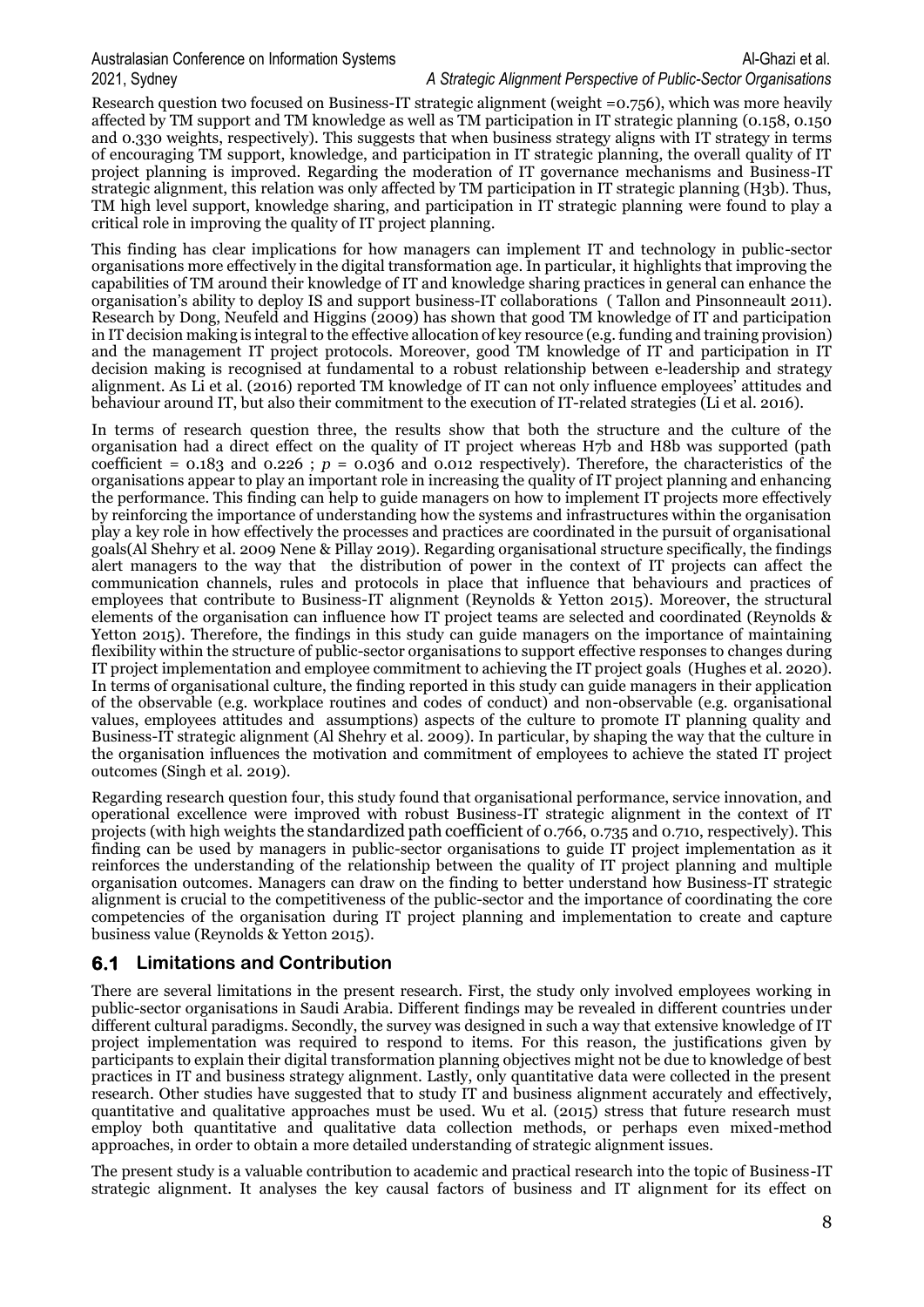Research question two focused on Business-IT strategic alignment (weight =0.756), which was more heavily affected by TM support and TM knowledge as well as TM participation in IT strategic planning (0.158, 0.150 and 0.330 weights, respectively). This suggests that when business strategy aligns with IT strategy in terms of encouraging TM support, knowledge, and participation in IT strategic planning, the overall quality of IT project planning is improved. Regarding the moderation of IT governance mechanisms and Business-IT strategic alignment, this relation was only affected by TM participation in IT strategic planning (H3b). Thus, TM high level support, knowledge sharing, and participation in IT strategic planning were found to play a critical role in improving the quality of IT project planning.

This finding has clear implications for how managers can implement IT and technology in public-sector organisations more effectively in the digital transformation age. In particular, it highlights that improving the capabilities of TM around their knowledge of IT and knowledge sharing practices in general can enhance the organisation's ability to deploy IS and support business-IT collaborations ( Tallon and Pinsonneault 2011). Research by Dong, Neufeld and Higgins (2009) has shown that good TM knowledge of IT and participation in IT decision making is integral to the effective allocation of key resource (e.g. funding and training provision) and the management IT project protocols. Moreover, good TM knowledge of IT and participation in IT decision making is recognised at fundamental to a robust relationship between e-leadership and strategy alignment. As Li et al. (2016) reported TM knowledge of IT can not only influence employees' attitudes and behaviour around IT, but also their commitment to the execution of IT-related strategies (Li et al. 2016).

In terms of research question three, the results show that both the structure and the culture of the organisation had a direct effect on the quality of IT project whereas H7b and H8b was supported (path coefficient = 0.183 and 0.226 ; *p* = 0.036 and 0.012 respectively). Therefore, the characteristics of the organisations appear to play an important role in increasing the quality of IT project planning and enhancing the performance. This finding can help to guide managers on how to implement IT projects more effectively by reinforcing the importance of understanding how the systems and infrastructures within the organisation play a key role in how effectively the processes and practices are coordinated in the pursuit of organisational goals(Al Shehry et al. 2009 Nene & Pillay 2019). Regarding organisational structure specifically, the findings alert managers to the way that the distribution of power in the context of IT projects can affect the communication channels, rules and protocols in place that influence that behaviours and practices of employees that contribute to Business-IT alignment (Reynolds & Yetton 2015). Moreover, the structural elements of the organisation can influence how IT project teams are selected and coordinated (Reynolds & Yetton 2015). Therefore, the findings in this study can guide managers on the importance of maintaining flexibility within the structure of public-sector organisations to support effective responses to changes during IT project implementation and employee commitment to achieving the IT project goals (Hughes et al. 2020). In terms of organisational culture, the finding reported in this study can guide managers in their application of the observable (e.g. workplace routines and codes of conduct) and non-observable (e.g. organisational values, employees attitudes and assumptions) aspects of the culture to promote IT planning quality and Business-IT strategic alignment (Al Shehry et al. 2009). In particular, by shaping the way that the culture in the organisation influences the motivation and commitment of employees to achieve the stated IT project outcomes (Singh et al. 2019).

Regarding research question four, this study found that organisational performance, service innovation, and operational excellence were improved with robust Business-IT strategic alignment in the context of IT projects (with high weights the standardized path coefficient of 0.766, 0.735 and 0.710, respectively). This finding can be used by managers in public-sector organisations to guide IT project implementation as it reinforces the understanding of the relationship between the quality of IT project planning and multiple organisation outcomes. Managers can draw on the finding to better understand how Business-IT strategic alignment is crucial to the competitiveness of the public-sector and the importance of coordinating the core competencies of the organisation during IT project planning and implementation to create and capture business value (Reynolds & Yetton 2015).

## 6.1 Limitations and Contribution

There are several limitations in the present research. First, the study only involved employees working in public-sector organisations in Saudi Arabia. Different findings may be revealed in different countries under different cultural paradigms. Secondly, the survey was designed in such a way that extensive knowledge of IT project implementation was required to respond to items. For this reason, the justifications given by participants to explain their digital transformation planning objectives might not be due to knowledge of best practices in IT and business strategy alignment. Lastly, only quantitative data were collected in the present research. Other studies have suggested that to study IT and business alignment accurately and effectively, quantitative and qualitative approaches must be used. Wu et al. (2015) stress that future research must employ both quantitative and qualitative data collection methods, or perhaps even mixed-method approaches, in order to obtain a more detailed understanding of strategic alignment issues.

The present study is a valuable contribution to academic and practical research into the topic of Business-IT strategic alignment. It analyses the key causal factors of business and IT alignment for its effect on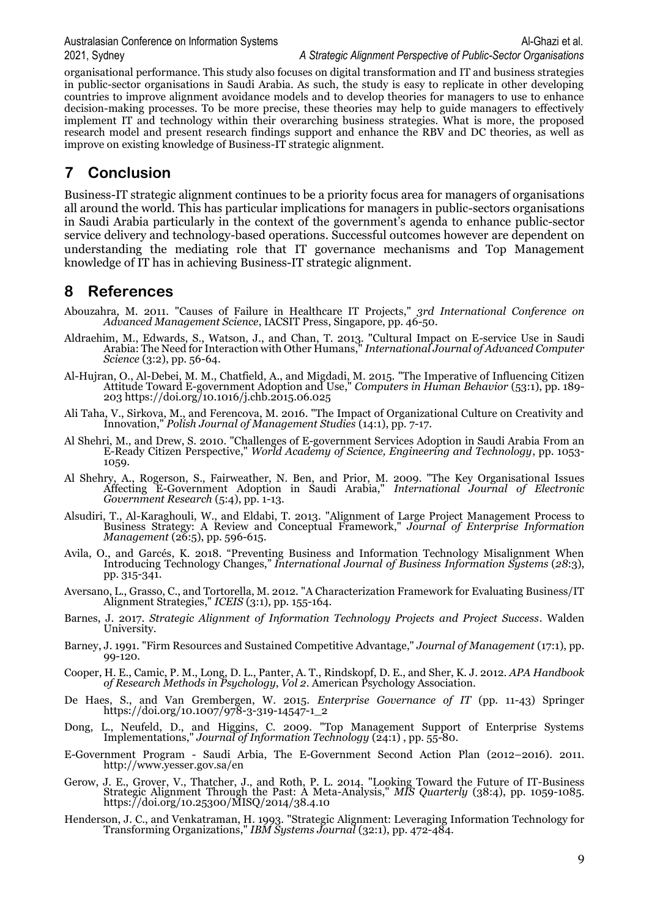organisational performance. This study also focuses on digital transformation and IT and business strategies in public-sector organisations in Saudi Arabia. As such, the study is easy to replicate in other developing countries to improve alignment avoidance models and to develop theories for managers to use to enhance decision-making processes. To be more precise, these theories may help to guide managers to effectively implement IT and technology within their overarching business strategies. What is more, the proposed research model and present research findings support and enhance the RBV and DC theories, as well as improve on existing knowledge of Business-IT strategic alignment.

# 7 Conclusion

Business-IT strategic alignment continues to be a priority focus area for managers of organisations all around the world. This has particular implications for managers in public-sectors organisations in Saudi Arabia particularly in the context of the government's agenda to enhance public-sector service delivery and technology-based operations. Successful outcomes however are dependent on understanding the mediating role that IT governance mechanisms and Top Management knowledge of IT has in achieving Business-IT strategic alignment.

# 8 References

Abouzahra, M. 2011. "Causes of Failure in Healthcare IT Projects," *3rd International Conference on Advanced Management Science*, IACSIT Press, Singapore, pp. 46-50.

Aldraehim, M., Edwards, S., Watson, J., and Chan, T. 2013. "Cultural Impact on E-service Use in Saudi Arabia: The Need for Interaction with Other Humans," *International Journal of Advanced Computer Science* (3:2), pp. 56-64.

Al-Hujran, O., Al-Debei, M. M., Chatfield, A., and Migdadi, M. 2015. "The Imperative of Influencing Citizen Attitude Toward E-government Adoption and Use," *Computers in Human Behavior* (53:1), pp. 189-203 https://doi.org/10.1016/j.chb.2015.06.025

Ali Taha, V., Sirkova, M., and Ferencova, M. 2016. "The Impact of Organizational Culture on Creativity and Innovation," *Polish Journal of Management Studies* (14:1), pp. 7-17.

Al Shehri, M., and Drew, S. 2010. "Challenges of E-government Services Adoption in Saudi Arabia From an E-Ready Citizen Perspective," *World Academy of Science, Engineering and Technology*, pp. 1053-1059.

Al Shehry, A., Rogerson, S., Fairweather, N. Ben, and Prior, M. 2009. "The Key Organisational Issues Affecting E-Government Adoption in Saudi Arabia," *International Journal of Electronic Government Research* (5:4), pp. 1-13.

Alsudiri, T., Al-Karaghouli, W., and Eldabi, T. 2013. "Alignment of Large Project Management Process to Business Strategy: A Review and Conceptual Framework," *Journal of Enterprise Information Management* (26:5), pp. 596-615.

Avila, O., and Garcés, K. 2018. "Preventing Business and Information Technology Misalignment When Introducing Technology Changes," *International Journal of Business Information Systems* (*28*:3), pp. 315-341.

Aversano, L., Grasso, C., and Tortorella, M. 2012. "A Characterization Framework for Evaluating Business/IT Alignment Strategies," *ICEIS* (3:1), pp. 155-164.

Barnes, J. 2017. *Strategic Alignment of Information Technology Projects and Project Success*. Walden University.

Barney, J. 1991. "Firm Resources and Sustained Competitive Advantage," *Journal of Management* (17:1), pp. 99-120.

Cooper, H. E., Camic, P. M., Long, D. L., Panter, A. T., Rindskopf, D. E., and Sher, K. J. 2012. *APA Handbook of Research Methods in Psychology, Vol 2*. American Psychology Association.

De Haes, S., and Van Grembergen, W. 2015. *Enterprise Governance of IT* (pp. 11-43) Springer https://doi.org/10.1007/978-3-319-14547-1_2

Dong, L., Neufeld, D., and Higgins, C. 2009. "Top Management Support of Enterprise Systems Implementations," *Journal of Information Technology* (24:1) , pp. 55-80.

E-Government Program - Saudi Arbia, The E-Government Second Action Plan (2012–2016). 2011. http://www.yesser.gov.sa/en

Gerow, J. E., Grover, V., Thatcher, J., and Roth, P. L. 2014. "Looking Toward the Future of IT-Business Strategic Alignment Through the Past: A Meta-Analysis," *MIS Quarterly* (38:4), pp. 1059-1085. https://doi.org/10.25300/MISQ/2014/38.4.10

Henderson, J. C., and Venkatraman, H. 1993. "Strategic Alignment: Leveraging Information Technology for Transforming Organizations," *IBM Systems Journal* (32:1), pp. 472-484.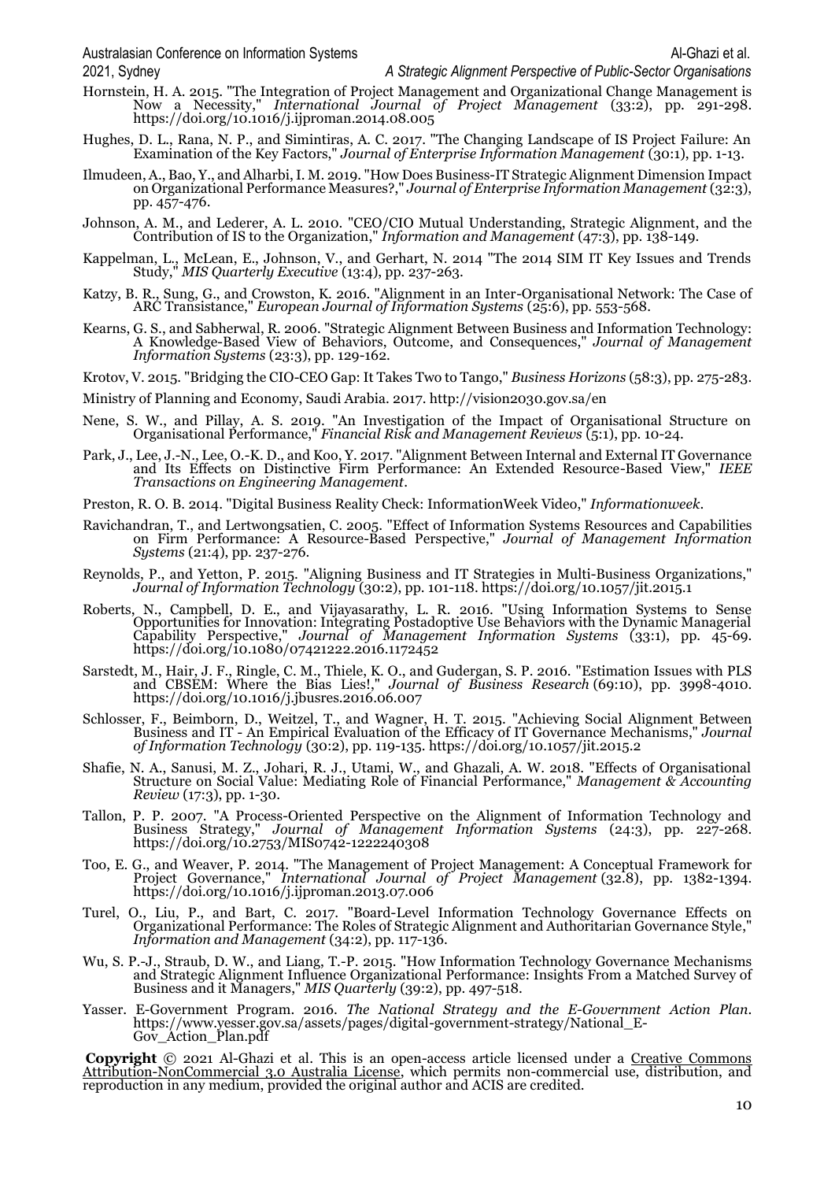Hornstein, H. A. 2015. "The Integration of Project Management and Organizational Change Management is Now a Necessity," *International Journal of Project Management* (33:2), pp. 291-298. https://doi.org/10.1016/j.ijproman.2014.08.005

Hughes, D. L., Rana, N. P., and Simintiras, A. C. 2017. "The Changing Landscape of IS Project Failure: An Examination of the Key Factors," *Journal of Enterprise Information Management* (30:1), pp. 1-13.

Ilmudeen, A., Bao, Y., and Alharbi, I. M. 2019. "How Does Business-IT Strategic Alignment Dimension Impact on Organizational Performance Measures?," *Journal of Enterprise Information Management* (32:3), pp. 457-476.

Johnson, A. M., and Lederer, A. L. 2010. "CEO/CIO Mutual Understanding, Strategic Alignment, and the Contribution of IS to the Organization," *Information and Management* (47:3), pp. 138-149.

Kappelman, L., McLean, E., Johnson, V., and Gerhart, N. 2014 "The 2014 SIM IT Key Issues and Trends Study," *MIS Quarterly Executive* (13:4), pp. 237-263.

Katzy, B. R., Sung, G., and Crowston, K. 2016. "Alignment in an Inter-Organisational Network: The Case of ARC Transistance," *European Journal of Information Systems* (25:6), pp. 553-568.

Kearns, G. S., and Sabherwal, R. 2006. "Strategic Alignment Between Business and Information Technology: A Knowledge-Based View of Behaviors, Outcome, and Consequences," *Journal of Management Information Systems* (23:3), pp. 129-162.

Krotov, V. 2015. "Bridging the CIO-CEO Gap: It Takes Two to Tango," *Business Horizons* (58:3), pp. 275-283.

Ministry of Planning and Economy, Saudi Arabia. 2017. http://vision2030.gov.sa/en

Nene, S. W., and Pillay, A. S. 2019. "An Investigation of the Impact of Organisational Structure on Organisational Performance," *Financial Risk and Management Reviews* (5:1), pp. 10-24.

Park, J., Lee, J.-N., Lee, O.-K. D., and Koo, Y. 2017. "Alignment Between Internal and External IT Governance and Its Effects on Distinctive Firm Performance: An Extended Resource-Based View," *IEEE Transactions on Engineering Management*.

Preston, R. O. B. 2014. "Digital Business Reality Check: InformationWeek Video," *Informationweek*.

Ravichandran, T., and Lertwongsatien, C. 2005. "Effect of Information Systems Resources and Capabilities on Firm Performance: A Resource-Based Perspective," *Journal of Management Information Systems* (21:4), pp. 237-276.

Reynolds, P., and Yetton, P. 2015. "Aligning Business and IT Strategies in Multi-Business Organizations," *Journal of Information Technology* (30:2), pp. 101-118. https://doi.org/10.1057/jit.2015.1

Roberts, N., Campbell, D. E., and Vijayasarathy, L. R. 2016. "Using Information Systems to Sense Opportunities for Innovation: Integrating Postadoptive Use Behaviors with the Dynamic Managerial Capability Perspective," *Journal of Management Information Systems* (33:1), pp. 45-69. https://doi.org/10.1080/07421222.2016.1172452

Sarstedt, M., Hair, J. F., Ringle, C. M., Thiele, K. O., and Gudergan, S. P. 2016. "Estimation Issues with PLS and CBSEM: Where the Bias Lies!," *Journal of Business Research* (69:10), pp. 3998-4010. https://doi.org/10.1016/j.jbusres.2016.06.007

Schlosser, F., Beimborn, D., Weitzel, T., and Wagner, H. T. 2015. "Achieving Social Alignment Between Business and IT - An Empirical Evaluation of the Efficacy of IT Governance Mechanisms," *Journal of Information Technology* (30:2), pp. 119-135. https://doi.org/10.1057/jit.2015.2

Shafie, N. A., Sanusi, M. Z., Johari, R. J., Utami, W., and Ghazali, A. W. 2018. "Effects of Organisational Structure on Social Value: Mediating Role of Financial Performance," *Management & Accounting Review* (17:3), pp. 1-30.

Tallon, P. P. 2007. "A Process-Oriented Perspective on the Alignment of Information Technology and Business Strategy," *Journal of Management Information Systems* (24:3), pp. 227-268. https://doi.org/10.2753/MIS0742-1222240308

Too, E. G., and Weaver, P. 2014. "The Management of Project Management: A Conceptual Framework for Project Governance," *International Journal of Project Management* (32.8), pp. 1382-1394. https://doi.org/10.1016/j.ijproman.2013.07.006

Turel, O., Liu, P., and Bart, C. 2017. "Board-Level Information Technology Governance Effects on Organizational Performance: The Roles of Strategic Alignment and Authoritarian Governance Style," *Information and Management* (34:2), pp. 117-136.

Wu, S. P.-J., Straub, D. W., and Liang, T.-P. 2015. "How Information Technology Governance Mechanisms and Strategic Alignment Influence Organizational Performance: Insights From a Matched Survey of Business and it Managers," *MIS Quarterly* (39:2), pp. 497-518.

Yasser. E-Government Program. 2016. *The National Strategy and the E-Government Action Plan*. https://www.yesser.gov.sa/assets/pages/digital-government-strategy/National_E-Gov_Action_Plan.pdf

**Copyright** © 2021 Al-Ghazi et al. This is an open-access article licensed under a Creative Commons Attribution-NonCommercial 3.0 Australia License, which permits non-commercial use, distribution, and reproduction in any medium, provided the original author and ACIS are credited.